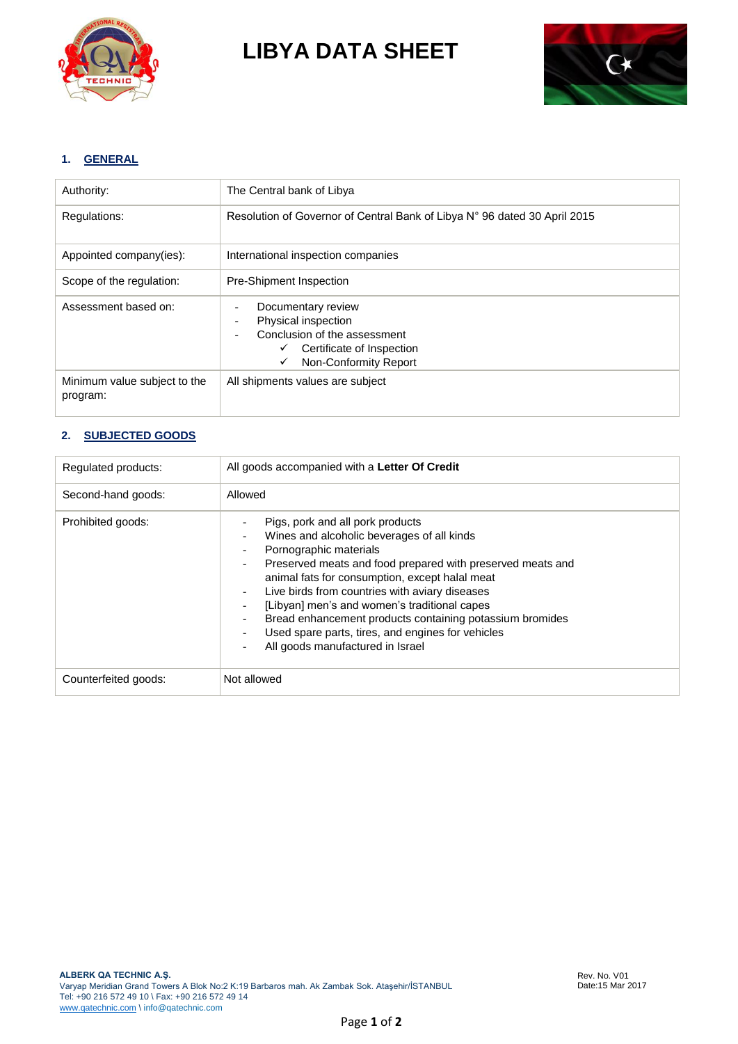# LIBYA DATA SHEET

## 1. GENERAL

| | |
|---|---|
| Authority: | The Central bank of Libya |
| Regulations: | Resolution of Governor of Central Bank of Libya N° 96 dated 30 April 2015 |
| Appointed company(ies): | International inspection companies |
| Scope of the regulation: | Pre-Shipment Inspection |
| Assessment based on: | - Documentary review<br>- Physical inspection<br>- Conclusion of the assessment<br>✓ Certificate of Inspection<br>✓ Non-Conformity Report |
| Minimum value subject to the program: | All shipments values are subject |

## 2. SUBJECTED GOODS

| | |
|---|---|
| Regulated products: | All goods accompanied with a **Letter Of Credit** |
| Second-hand goods: | Allowed |
| Prohibited goods: | - Pigs, pork and all pork products<br>- Wines and alcoholic beverages of all kinds<br>- Pornographic materials<br>- Preserved meats and food prepared with preserved meats and animal fats for consumption, except halal meat<br>- Live birds from countries with aviary diseases<br>- [Libyan] men's and women's traditional capes<br>- Bread enhancement products containing potassium bromides<br>- Used spare parts, tires, and engines for vehicles<br>- All goods manufactured in Israel |
| Counterfeited goods: | Not allowed |

**ALBERK QA TECHNIC A.Ş.**
Varyap Meridian Grand Towers A Blok No:2 K:19 Barbaros mah. Ak Zambak Sok. Ataşehir/İSTANBUL
Tel: +90 216 572 49 10 \ Fax: +90 216 572 49 14
www.qatechnic.com \ info@qatechnic.com

Rev. No. V01
Date:15 Mar 2017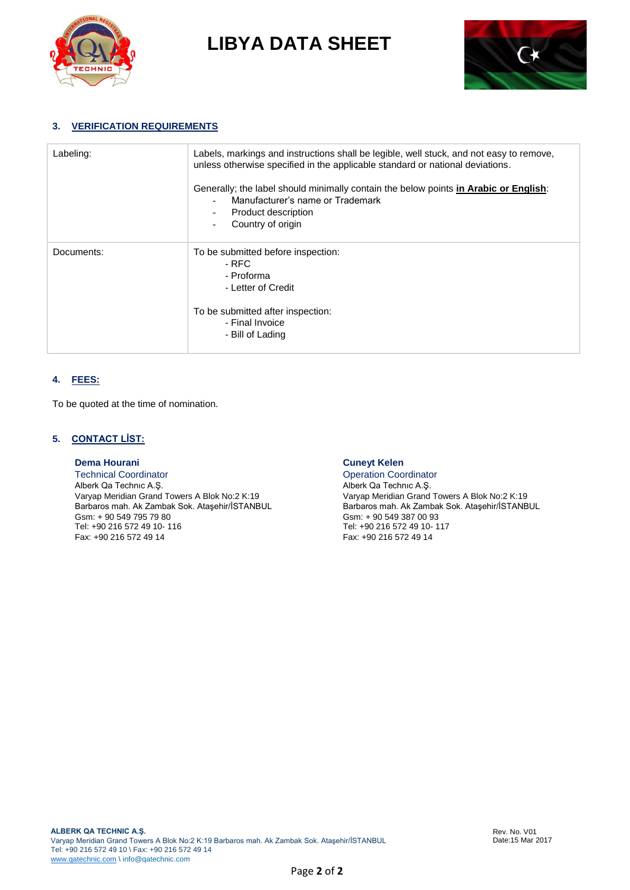# LIBYA DATA SHEET

## 3. VERIFICATION REQUIREMENTS

| | |
|---|---|
| Labeling: | Labels, markings and instructions shall be legible, well stuck, and not easy to remove, unless otherwise specified in the applicable standard or national deviations.<br><br>Generally; the label should minimally contain the below points **in Arabic or English**:<br>- Manufacturer's name or Trademark<br>- Product description<br>- Country of origin |
| Documents: | To be submitted before inspection:<br>- RFC<br>- Proforma<br>- Letter of Credit<br><br>To be submitted after inspection:<br>- Final Invoice<br>- Bill of Lading |

## 4. FEES:

To be quoted at the time of nomination.

## 5. CONTACT LİST:

**Dema Hourani**
Technical Coordinator
Alberk Qa Technıc A.Ş.
Varyap Meridian Grand Towers A Blok No:2 K:19
Barbaros mah. Ak Zambak Sok. Ataşehir/İSTANBUL
Gsm: + 90 549 795 79 80
Tel: +90 216 572 49 10- 116
Fax: +90 216 572 49 14

**Cuneyt Kelen**
Operation Coordinator
Alberk Qa Technıc A.Ş.
Varyap Meridian Grand Towers A Blok No:2 K:19
Barbaros mah. Ak Zambak Sok. Ataşehir/İSTANBUL
Gsm: + 90 549 387 00 93
Tel: +90 216 572 49 10- 117
Fax: +90 216 572 49 14

**ALBERK QA TECHNIC A.Ş.**
Varyap Meridian Grand Towers A Blok No:2 K:19 Barbaros mah. Ak Zambak Sok. Ataşehir/İSTANBUL
Tel: +90 216 572 49 10 \ Fax: +90 216 572 49 14
www.qatechnic.com \ info@qatechnic.com

Rev. No. V01
Date:15 Mar 2017